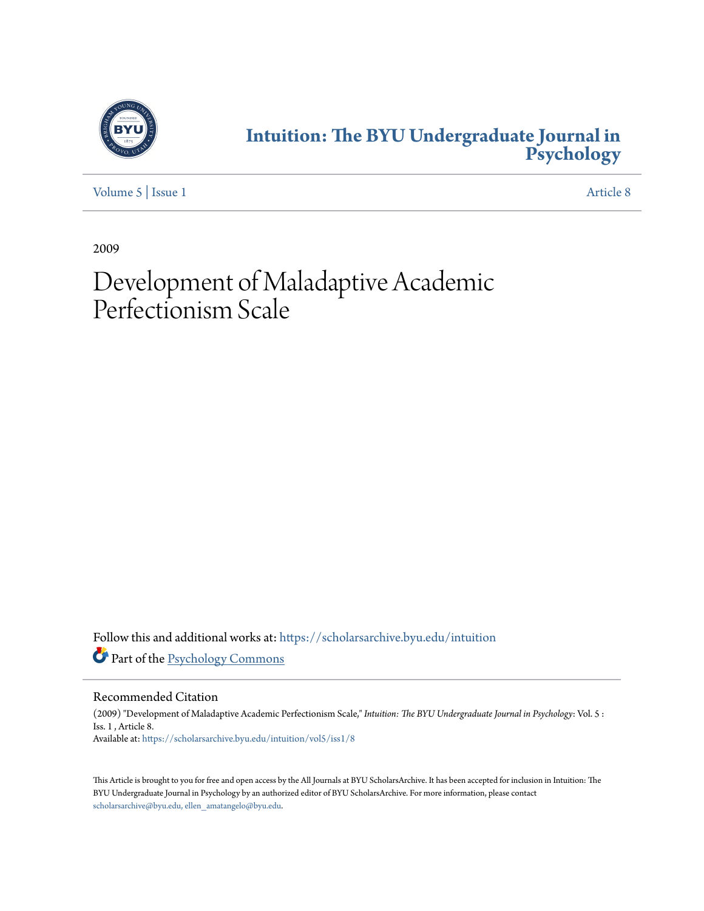# Intuition: The BYU Undergraduate Journal in Psychology

Volume 5 | Issue 1 Article 8

2009

# Development of Maladaptive Academic Perfectionism Scale

Follow this and additional works at: https://scholarsarchive.byu.edu/intuition

Part of the Psychology Commons

## Recommended Citation

(2009) "Development of Maladaptive Academic Perfectionism Scale," *Intuition: The BYU Undergraduate Journal in Psychology*: Vol. 5 : Iss. 1 , Article 8.
Available at: https://scholarsarchive.byu.edu/intuition/vol5/iss1/8

This Article is brought to you for free and open access by the All Journals at BYU ScholarsArchive. It has been accepted for inclusion in Intuition: The BYU Undergraduate Journal in Psychology by an authorized editor of BYU ScholarsArchive. For more information, please contact scholarsarchive@byu.edu, ellen_amatangelo@byu.edu.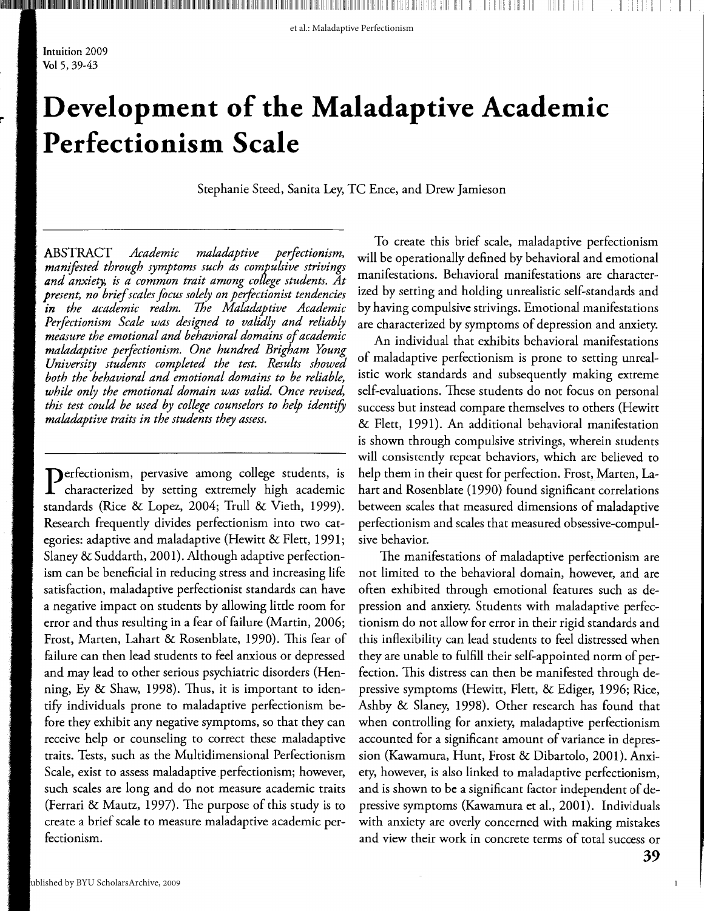# Development of the Maladaptive Academic Perfectionism Scale

Stephanie Steed, Sanita Ley, TC Ence, and Drew Jamieson

ABSTRACT *Academic maladaptive perfectionism, manifested through symptoms such as compulsive strivings and anxiety, is a common trait among college students. At present, no brief scales focus solely on perfectionist tendencies in the academic realm. The Maladaptive Academic Perfectionism Scale was designed to validly and reliably measure the emotional and behavioral domains of academic maladaptive perfectionism. One hundred Brigham Young University students completed the test. Results showed both the behavioral and emotional domains to be reliable, while only the emotional domain was valid. Once revised, this test could be used by college counselors to help identify maladaptive traits in the students they assess.*

Perfectionism, pervasive among college students, is characterized by setting extremely high academic standards (Rice & Lopez, 2004; Trull & Vieth, 1999). Research frequently divides perfectionism into two categories: adaptive and maladaptive (Hewitt & Flett, 1991; Slaney & Suddarth, 2001). Although adaptive perfectionism can be beneficial in reducing stress and increasing life satisfaction, maladaptive perfectionist standards can have a negative impact on students by allowing little room for error and thus resulting in a fear of failure (Martin, 2006; Frost, Marten, Lahart & Rosenblate, 1990). This fear of failure can then lead students to feel anxious or depressed and may lead to other serious psychiatric disorders (Henning, Ey & Shaw, 1998). Thus, it is important to identify individuals prone to maladaptive perfectionism before they exhibit any negative symptoms, so that they can receive help or counseling to correct these maladaptive traits. Tests, such as the Multidimensional Perfectionism Scale, exist to assess maladaptive perfectionism; however, such scales are long and do not measure academic traits (Ferrari & Mautz, 1997). The purpose of this study is to create a brief scale to measure maladaptive academic perfectionism.

To create this brief scale, maladaptive perfectionism will be operationally defined by behavioral and emotional manifestations. Behavioral manifestations are characterized by setting and holding unrealistic self-standards and by having compulsive strivings. Emotional manifestations are characterized by symptoms of depression and anxiety.

An individual that exhibits behavioral manifestations of maladaptive perfectionism is prone to setting unrealistic work standards and subsequently making extreme self-evaluations. These students do not focus on personal success but instead compare themselves to others (Hewitt & Flett, 1991). An additional behavioral manifestation is shown through compulsive strivings, wherein students will consistently repeat behaviors, which are believed to help them in their quest for perfection. Frost, Marten, Lahart and Rosenblate (1990) found significant correlations between scales that measured dimensions of maladaptive perfectionism and scales that measured obsessive-compulsive behavior.

The manifestations of maladaptive perfectionism are not limited to the behavioral domain, however, and are often exhibited through emotional features such as depression and anxiety. Students with maladaptive perfectionism do not allow for error in their rigid standards and this inflexibility can lead students to feel distressed when they are unable to fulfill their self-appointed norm of perfection. This distress can then be manifested through depressive symptoms (Hewitt, Flett, & Ediger, 1996; Rice, Ashby & Slaney, 1998). Other research has found that when controlling for anxiety, maladaptive perfectionism accounted for a significant amount of variance in depression (Kawamura, Hunt, Frost & Dibartolo, 2001). Anxiety, however, is also linked to maladaptive perfectionism, and is shown to be a significant factor independent of depressive symptoms (Kawamura et al., 2001). Individuals with anxiety are overly concerned with making mistakes and view their work in concrete terms of total success or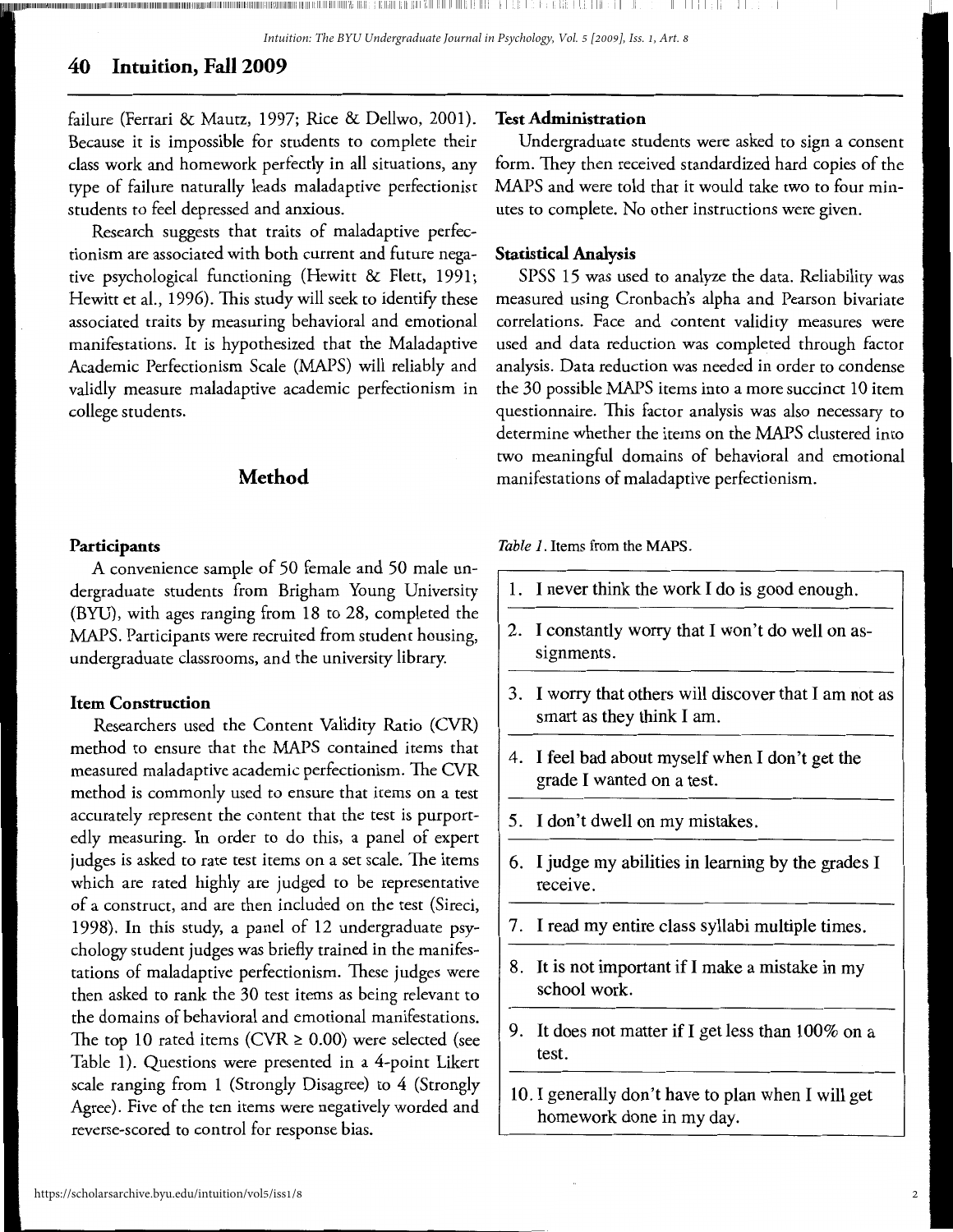failure (Ferrari & Mautz, 1997; Rice & Dellwo, 2001). Because it is impossible for students to complete their class work and homework perfectly in all situations, any type of failure naturally leads maladaptive perfectionist students to feel depressed and anxious.

Research suggests that traits of maladaptive perfectionism are associated with both current and future negative psychological functioning (Hewitt & Flett, 1991; Hewitt et al., 1996). This study will seek to identify these associated traits by measuring behavioral and emotional manifestations. It is hypothesized that the Maladaptive Academic Perfectionism Scale (MAPS) will reliably and validly measure maladaptive academic perfectionism in college students.

## Method

### Participants

A convenience sample of 50 female and 50 male undergraduate students from Brigham Young University (BYU), with ages ranging from 18 to 28, completed the MAPS. Participants were recruited from student housing, undergraduate classrooms, and the university library.

### Item Construction

Researchers used the Content Validity Ratio (CVR) method to ensure that the MAPS contained items that measured maladaptive academic perfectionism. The CVR method is commonly used to ensure that items on a test accurately represent the content that the test is purportedly measuring. In order to do this, a panel of expert judges is asked to rate test items on a set scale. The items which are rated highly are judged to be representative of a construct, and are then included on the test (Sireci, 1998). In this study, a panel of 12 undergraduate psychology student judges was briefly trained in the manifestations of maladaptive perfectionism. These judges were then asked to rank the 30 test items as being relevant to the domains of behavioral and emotional manifestations. The top 10 rated items (CVR $\geq 0.00$) were selected (see Table 1). Questions were presented in a 4-point Likert scale ranging from 1 (Strongly Disagree) to 4 (Strongly Agree). Five of the ten items were negatively worded and reverse-scored to control for response bias.

### Test Administration

Undergraduate students were asked to sign a consent form. They then received standardized hard copies of the MAPS and were told that it would take two to four minutes to complete. No other instructions were given.

### Statistical Analysis

SPSS 15 was used to analyze the data. Reliability was measured using Cronbach's alpha and Pearson bivariate correlations. Face and content validity measures were used and data reduction was completed through factor analysis. Data reduction was needed in order to condense the 30 possible MAPS items into a more succinct 10 item questionnaire. This factor analysis was also necessary to determine whether the items on the MAPS clustered into two meaningful domains of behavioral and emotional manifestations of maladaptive perfectionism.

*Table 1.* Items from the MAPS.

| Items |
|---|
| 1. I never think the work I do is good enough. |
| 2. I constantly worry that I won't do well on assignments. |
| 3. I worry that others will discover that I am not as smart as they think I am. |
| 4. I feel bad about myself when I don't get the grade I wanted on a test. |
| 5. I don't dwell on my mistakes. |
| 6. I judge my abilities in learning by the grades I receive. |
| 7. I read my entire class syllabi multiple times. |
| 8. It is not important if I make a mistake in my school work. |
| 9. It does not matter if I get less than 100% on a test. |
| 10. I generally don't have to plan when I will get homework done in my day. |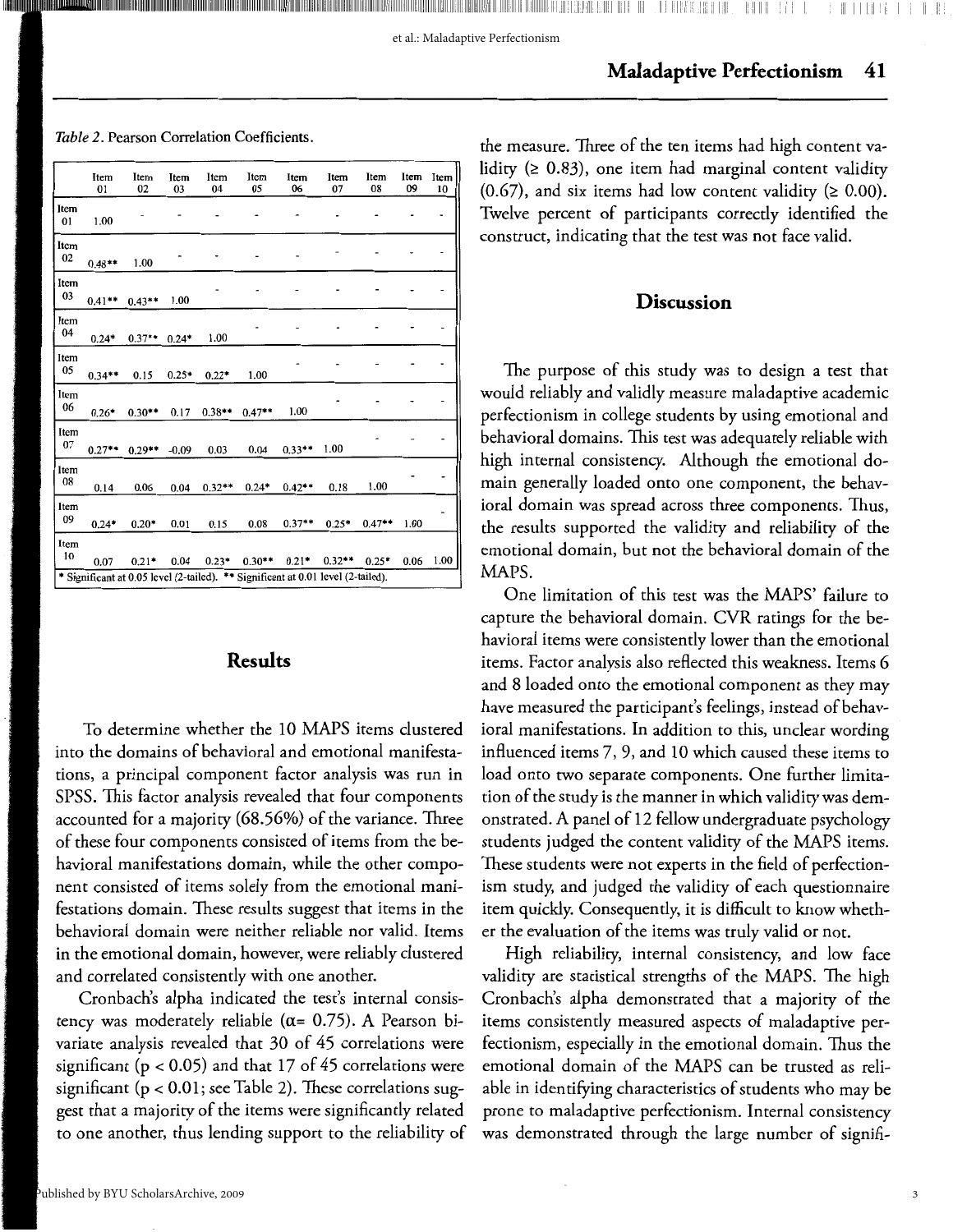*Table 2*. Pearson Correlation Coefficients.

| | Item 01 | Item 02 | Item 03 | Item 04 | Item 05 | Item 06 | Item 07 | Item 08 | Item 09 | Item 10 |
|---|---|---|---|---|---|---|---|---|---|---|
| Item 01 | 1.00 | - | - | - | - | - | - | - | - | - |
| Item 02 | 0.48** | 1.00 | - | - | - | - | - | - | - | - |
| Item 03 | 0.41** | 0.43** | 1.00 | - | - | - | - | - | - | - |
| Item 04 | 0.24* | 0.37** | 0.24* | 1.00 | - | - | - | - | - | - |
| Item 05 | 0.34** | 0.15 | 0.25* | 0.22* | 1.00 | - | - | - | - | - |
| Item 06 | 0.26* | 0.30** | 0.17 | 0.38** | 0.47** | 1.00 | - | - | - | - |
| Item 07 | 0.27** | 0.29** | -0.09 | 0.03 | 0.04 | 0.33** | 1.00 | - | - | - |
| Item 08 | 0.14 | 0.06 | 0.04 | 0.32** | 0.24* | 0.42** | 0.18 | 1.00 | - | - |
| Item 09 | 0.24* | 0.20* | 0.01 | 0.15 | 0.08 | 0.37** | 0.25* | 0.47** | 1.00 | - |
| Item 10 | 0.07 | 0.21* | 0.04 | 0.23* | 0.30** | 0.21* | 0.32** | 0.25* | 0.06 | 1.00 |

\* Significant at 0.05 level (2-tailed). ** Significant at 0.01 level (2-tailed).

## Results

To determine whether the 10 MAPS items clustered into the domains of behavioral and emotional manifestations, a principal component factor analysis was run in SPSS. This factor analysis revealed that four components accounted for a majority (68.56%) of the variance. Three of these four components consisted of items from the behavioral manifestations domain, while the other component consisted of items solely from the emotional manifestations domain. These results suggest that items in the behavioral domain were neither reliable nor valid. Items in the emotional domain, however, were reliably clustered and correlated consistently with one another.

Cronbach's alpha indicated the test's internal consistency was moderately reliable ($\alpha = 0.75$). A Pearson bivariate analysis revealed that 30 of 45 correlations were significant ($p < 0.05$) and that 17 of 45 correlations were significant ($p < 0.01$; see Table 2). These correlations suggest that a majority of the items were significantly related to one another, thus lending support to the reliability of the measure. Three of the ten items had high content validity ($\geq 0.83$), one item had marginal content validity (0.67), and six items had low content validity ($\geq 0.00$). Twelve percent of participants correctly identified the construct, indicating that the test was not face valid.

## Discussion

The purpose of this study was to design a test that would reliably and validly measure maladaptive academic perfectionism in college students by using emotional and behavioral domains. This test was adequately reliable with high internal consistency. Although the emotional domain generally loaded onto one component, the behavioral domain was spread across three components. Thus, the results supported the validity and reliability of the emotional domain, but not the behavioral domain of the MAPS.

One limitation of this test was the MAPS' failure to capture the behavioral domain. CVR ratings for the behavioral items were consistently lower than the emotional items. Factor analysis also reflected this weakness. Items 6 and 8 loaded onto the emotional component as they may have measured the participant's feelings, instead of behavioral manifestations. In addition to this, unclear wording influenced items 7, 9, and 10 which caused these items to load onto two separate components. One further limitation of the study is the manner in which validity was demonstrated. A panel of 12 fellow undergraduate psychology students judged the content validity of the MAPS items. These students were not experts in the field of perfectionism study, and judged the validity of each questionnaire item quickly. Consequently, it is difficult to know whether the evaluation of the items was truly valid or not.

High reliability, internal consistency, and low face validity are statistical strengths of the MAPS. The high Cronbach's alpha demonstrated that a majority of the items consistently measured aspects of maladaptive perfectionism, especially in the emotional domain. Thus the emotional domain of the MAPS can be trusted as reliable in identifying characteristics of students who may be prone to maladaptive perfectionism. Internal consistency was demonstrated through the large number of signifi-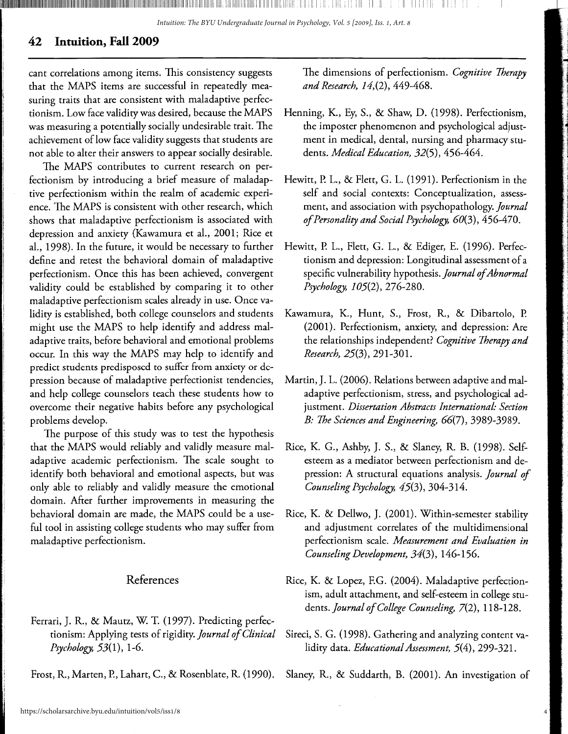cant correlations among items. This consistency suggests that the MAPS items are successful in repeatedly measuring traits that are consistent with maladaptive perfectionism. Low face validity was desired, because the MAPS was measuring a potentially socially undesirable trait. The achievement of low face validity suggests that students are not able to alter their answers to appear socially desirable.

The MAPS contributes to current research on perfectionism by introducing a brief measure of maladaptive perfectionism within the realm of academic experience. The MAPS is consistent with other research, which shows that maladaptive perfectionism is associated with depression and anxiety (Kawamura et al., 2001; Rice et al., 1998). In the future, it would be necessary to further define and retest the behavioral domain of maladaptive perfectionism. Once this has been achieved, convergent validity could be established by comparing it to other maladaptive perfectionism scales already in use. Once validity is established, both college counselors and students might use the MAPS to help identify and address maladaptive traits, before behavioral and emotional problems occur. In this way the MAPS may help to identify and predict students predisposed to suffer from anxiety or depression because of maladaptive perfectionist tendencies, and help college counselors teach these students how to overcome their negative habits before any psychological problems develop.

The purpose of this study was to test the hypothesis that the MAPS would reliably and validly measure maladaptive academic perfectionism. The scale sought to identify both behavioral and emotional aspects, but was only able to reliably and validly measure the emotional domain. After further improvements in measuring the behavioral domain are made, the MAPS could be a useful tool in assisting college students who may suffer from maladaptive perfectionism.

## References

Ferrari, J. R., & Mautz, W. T. (1997). Predicting perfectionism: Applying tests of rigidity. *Journal of Clinical Psychology, 53*(1), 1-6.

Frost, R., Marten, P., Lahart, C., & Rosenblate, R. (1990). The dimensions of perfectionism. *Cognitive Therapy and Research, 14*,(2), 449-468.

Henning, K., Ey, S., & Shaw, D. (1998). Perfectionism, the imposter phenomenon and psychological adjustment in medical, dental, nursing and pharmacy students. *Medical Education, 32*(5), 456-464.

Hewitt, P. L., & Flett, G. L. (1991). Perfectionism in the self and social contexts: Conceptualization, assessment, and association with psychopathology. *Journal of Personality and Social Psychology, 60*(3), 456-470.

Hewitt, P. L., Flett, G. L., & Ediger, E. (1996). Perfectionism and depression: Longitudinal assessment of a specific vulnerability hypothesis. *Journal of Abnormal Psychology, 105*(2), 276-280.

Kawamura, K., Hunt, S., Frost, R., & Dibartolo, P. (2001). Perfectionism, anxiety, and depression: Are the relationships independent? *Cognitive Therapy and Research, 25*(3), 291-301.

Martin, J. L. (2006). Relations between adaptive and maladaptive perfectionism, stress, and psychological adjustment. *Dissertation Abstracts International: Section B: The Sciences and Engineering, 66*(7), 3989-3989.

Rice, K. G., Ashby, J. S., & Slaney, R. B. (1998). Self-esteem as a mediator between perfectionism and depression: A structural equations analysis. *Journal of Counseling Psychology, 45*(3), 304-314.

Rice, K. & Dellwo, J. (2001). Within-semester stability and adjustment correlates of the multidimensional perfectionism scale. *Measurement and Evaluation in Counseling Development, 34*(3), 146-156.

Rice, K. & Lopez, F.G. (2004). Maladaptive perfectionism, adult attachment, and self-esteem in college students. *Journal of College Counseling, 7*(2), 118-128.

Sireci, S. G. (1998). Gathering and analyzing content validity data. *Educational Assessment, 5*(4), 299-321.

Slaney, R., & Suddarth, B. (2001). An investigation of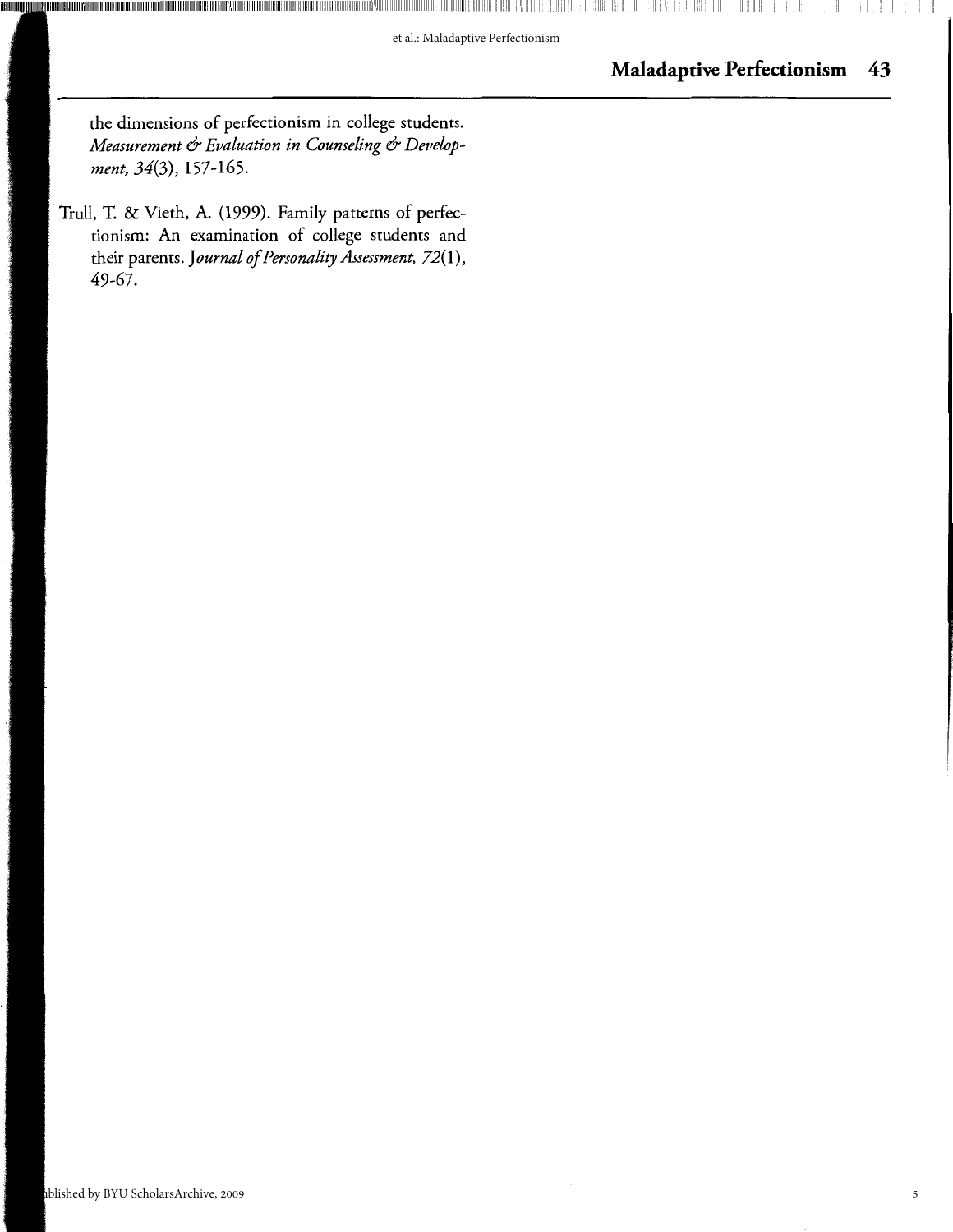the dimensions of perfectionism in college students. *Measurement & Evaluation in Counseling & Development, 34*(3), 157-165.

Trull, T. & Vieth, A. (1999). Family patterns of perfectionism: An examination of college students and their parents. *Journal of Personality Assessment, 72*(1), 49-67.